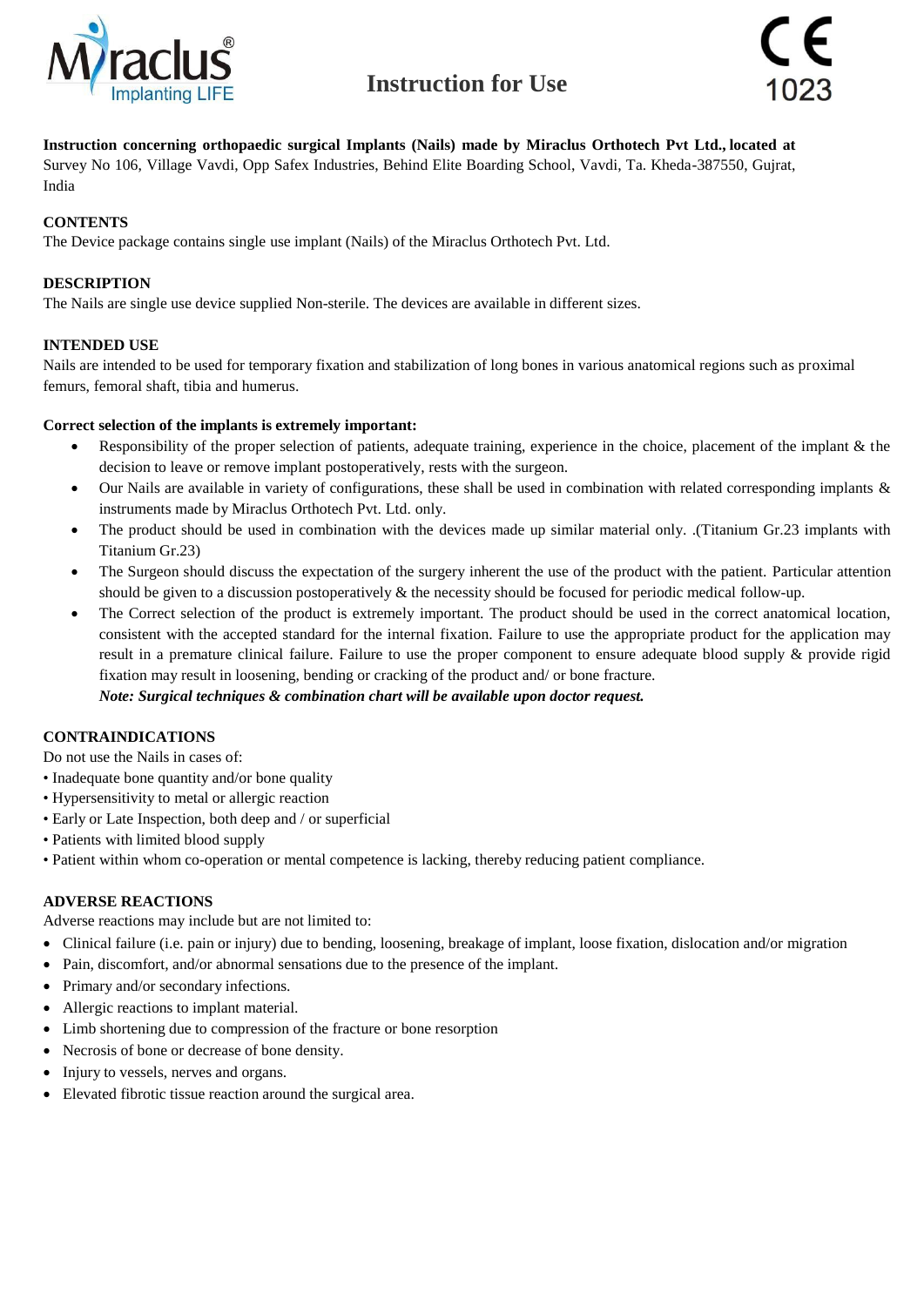# Instruction for Use

**Instruction concerning orthopaedic surgical Implants (Nails) made by Miraclus Orthotech Pvt Ltd., located at** Survey No 106, Village Vavdi, Opp Safex Industries, Behind Elite Boarding School, Vavdi, Ta. Kheda-387550, Gujrat, India

## CONTENTS

The Device package contains single use implant (Nails) of the Miraclus Orthotech Pvt. Ltd.

## DESCRIPTION

The Nails are single use device supplied Non-sterile. The devices are available in different sizes.

## INTENDED USE

Nails are intended to be used for temporary fixation and stabilization of long bones in various anatomical regions such as proximal femurs, femoral shaft, tibia and humerus.

**Correct selection of the implants is extremely important:**

- Responsibility of the proper selection of patients, adequate training, experience in the choice, placement of the implant & the decision to leave or remove implant postoperatively, rests with the surgeon.
- Our Nails are available in variety of configurations, these shall be used in combination with related corresponding implants & instruments made by Miraclus Orthotech Pvt. Ltd. only.
- The product should be used in combination with the devices made up similar material only. .(Titanium Gr.23 implants with Titanium Gr.23)
- The Surgeon should discuss the expectation of the surgery inherent the use of the product with the patient. Particular attention should be given to a discussion postoperatively & the necessity should be focused for periodic medical follow-up.
- The Correct selection of the product is extremely important. The product should be used in the correct anatomical location, consistent with the accepted standard for the internal fixation. Failure to use the appropriate product for the application may result in a premature clinical failure. Failure to use the proper component to ensure adequate blood supply & provide rigid fixation may result in loosening, bending or cracking of the product and/ or bone fracture.
  ***Note: Surgical techniques & combination chart will be available upon doctor request.***

## CONTRAINDICATIONS

Do not use the Nails in cases of:

- Inadequate bone quantity and/or bone quality
- Hypersensitivity to metal or allergic reaction
- Early or Late Inspection, both deep and / or superficial
- Patients with limited blood supply
- Patient within whom co-operation or mental competence is lacking, thereby reducing patient compliance.

## ADVERSE REACTIONS

Adverse reactions may include but are not limited to:

- Clinical failure (i.e. pain or injury) due to bending, loosening, breakage of implant, loose fixation, dislocation and/or migration
- Pain, discomfort, and/or abnormal sensations due to the presence of the implant.
- Primary and/or secondary infections.
- Allergic reactions to implant material.
- Limb shortening due to compression of the fracture or bone resorption
- Necrosis of bone or decrease of bone density.
- Injury to vessels, nerves and organs.
- Elevated fibrotic tissue reaction around the surgical area.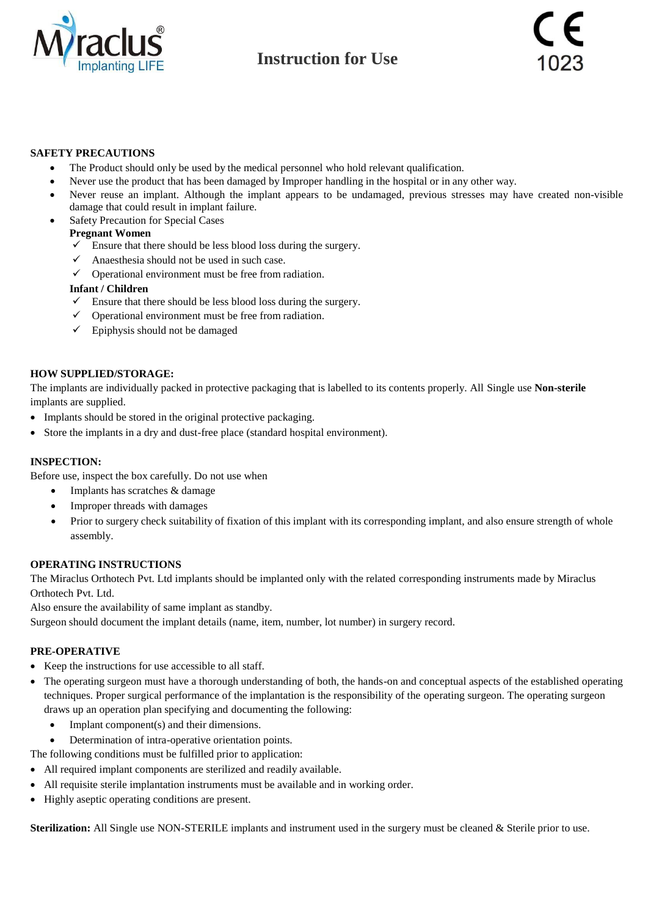# Instruction for Use

## SAFETY PRECAUTIONS

- The Product should only be used by the medical personnel who hold relevant qualification.
- Never use the product that has been damaged by Improper handling in the hospital or in any other way.
- Never reuse an implant. Although the implant appears to be undamaged, previous stresses may have created non-visible damage that could result in implant failure.
- Safety Precaution for Special Cases

  **Pregnant Women**
  - ✓ Ensure that there should be less blood loss during the surgery.
  - ✓ Anaesthesia should not be used in such case.
  - ✓ Operational environment must be free from radiation.

  **Infant / Children**
  - ✓ Ensure that there should be less blood loss during the surgery.
  - ✓ Operational environment must be free from radiation.
  - ✓ Epiphysis should not be damaged

## HOW SUPPLIED/STORAGE:

The implants are individually packed in protective packaging that is labelled to its contents properly. All Single use **Non-sterile** implants are supplied.

- Implants should be stored in the original protective packaging.
- Store the implants in a dry and dust-free place (standard hospital environment).

## INSPECTION:

Before use, inspect the box carefully. Do not use when

- Implants has scratches & damage
- Improper threads with damages
- Prior to surgery check suitability of fixation of this implant with its corresponding implant, and also ensure strength of whole assembly.

## OPERATING INSTRUCTIONS

The Miraclus Orthotech Pvt. Ltd implants should be implanted only with the related corresponding instruments made by Miraclus Orthotech Pvt. Ltd.

Also ensure the availability of same implant as standby.

Surgeon should document the implant details (name, item, number, lot number) in surgery record.

## PRE-OPERATIVE

- Keep the instructions for use accessible to all staff.
- The operating surgeon must have a thorough understanding of both, the hands-on and conceptual aspects of the established operating techniques. Proper surgical performance of the implantation is the responsibility of the operating surgeon. The operating surgeon draws up an operation plan specifying and documenting the following:
  - Implant component(s) and their dimensions.
  - Determination of intra-operative orientation points.

The following conditions must be fulfilled prior to application:

- All required implant components are sterilized and readily available.
- All requisite sterile implantation instruments must be available and in working order.
- Highly aseptic operating conditions are present.

**Sterilization:** All Single use NON-STERILE implants and instrument used in the surgery must be cleaned & Sterile prior to use.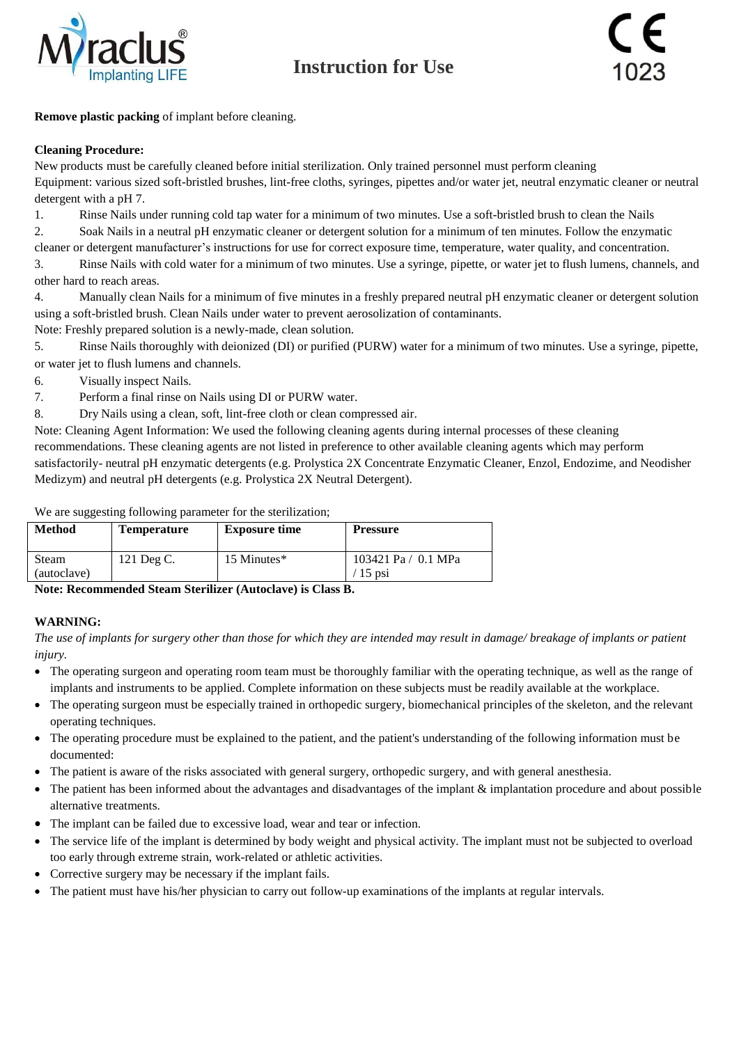# Instruction for Use

**Remove plastic packing** of implant before cleaning.

**Cleaning Procedure:**

New products must be carefully cleaned before initial sterilization. Only trained personnel must perform cleaning

Equipment: various sized soft-bristled brushes, lint-free cloths, syringes, pipettes and/or water jet, neutral enzymatic cleaner or neutral detergent with a pH 7.

1. Rinse Nails under running cold tap water for a minimum of two minutes. Use a soft-bristled brush to clean the Nails
2. Soak Nails in a neutral pH enzymatic cleaner or detergent solution for a minimum of ten minutes. Follow the enzymatic cleaner or detergent manufacturer's instructions for use for correct exposure time, temperature, water quality, and concentration.
3. Rinse Nails with cold water for a minimum of two minutes. Use a syringe, pipette, or water jet to flush lumens, channels, and other hard to reach areas.
4. Manually clean Nails for a minimum of five minutes in a freshly prepared neutral pH enzymatic cleaner or detergent solution using a soft-bristled brush. Clean Nails under water to prevent aerosolization of contaminants.

   Note: Freshly prepared solution is a newly-made, clean solution.
5. Rinse Nails thoroughly with deionized (DI) or purified (PURW) water for a minimum of two minutes. Use a syringe, pipette, or water jet to flush lumens and channels.
6. Visually inspect Nails.
7. Perform a final rinse on Nails using DI or PURW water.
8. Dry Nails using a clean, soft, lint-free cloth or clean compressed air.

Note: Cleaning Agent Information: We used the following cleaning agents during internal processes of these cleaning recommendations. These cleaning agents are not listed in preference to other available cleaning agents which may perform satisfactorily- neutral pH enzymatic detergents (e.g. Prolystica 2X Concentrate Enzymatic Cleaner, Enzol, Endozime, and Neodisher Medizym) and neutral pH detergents (e.g. Prolystica 2X Neutral Detergent).

We are suggesting following parameter for the sterilization;

| Method | Temperature | Exposure time | Pressure |
|---|---|---|---|
| Steam (autoclave) | 121 Deg C. | 15 Minutes* | 103421 Pa / 0.1 MPa / 15 psi |

**Note: Recommended Steam Sterilizer (Autoclave) is Class B.**

**WARNING:**

*The use of implants for surgery other than those for which they are intended may result in damage/ breakage of implants or patient injury.*

- The operating surgeon and operating room team must be thoroughly familiar with the operating technique, as well as the range of implants and instruments to be applied. Complete information on these subjects must be readily available at the workplace.
- The operating surgeon must be especially trained in orthopedic surgery, biomechanical principles of the skeleton, and the relevant operating techniques.
- The operating procedure must be explained to the patient, and the patient's understanding of the following information must be documented:
- The patient is aware of the risks associated with general surgery, orthopedic surgery, and with general anesthesia.
- The patient has been informed about the advantages and disadvantages of the implant & implantation procedure and about possible alternative treatments.
- The implant can be failed due to excessive load, wear and tear or infection.
- The service life of the implant is determined by body weight and physical activity. The implant must not be subjected to overload too early through extreme strain, work-related or athletic activities.
- Corrective surgery may be necessary if the implant fails.
- The patient must have his/her physician to carry out follow-up examinations of the implants at regular intervals.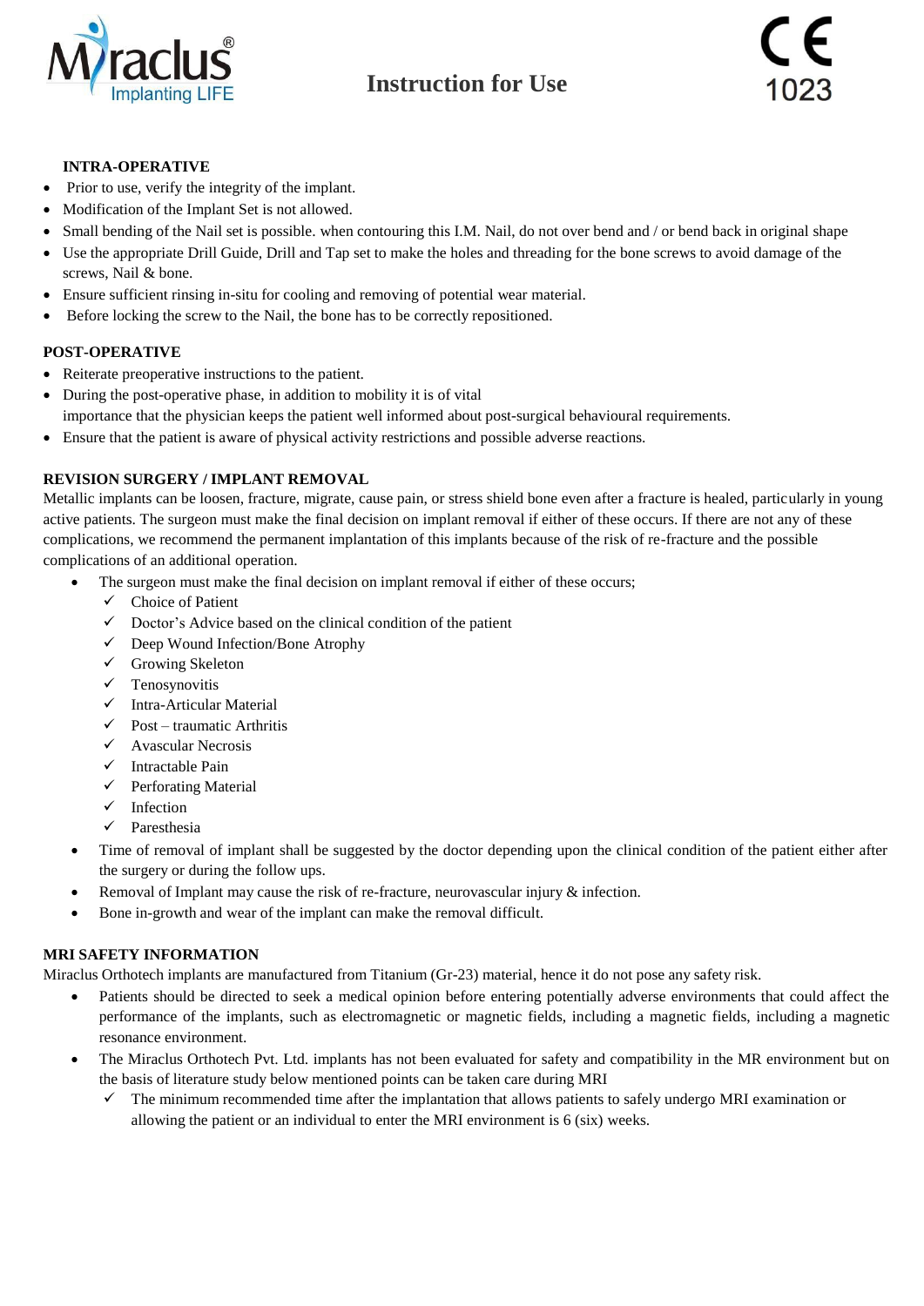**INTRA-OPERATIVE**

- Prior to use, verify the integrity of the implant.
- Modification of the Implant Set is not allowed.
- Small bending of the Nail set is possible. when contouring this I.M. Nail, do not over bend and / or bend back in original shape
- Use the appropriate Drill Guide, Drill and Tap set to make the holes and threading for the bone screws to avoid damage of the screws, Nail & bone.
- Ensure sufficient rinsing in-situ for cooling and removing of potential wear material.
- Before locking the screw to the Nail, the bone has to be correctly repositioned.

**POST-OPERATIVE**

- Reiterate preoperative instructions to the patient.
- During the post-operative phase, in addition to mobility it is of vital importance that the physician keeps the patient well informed about post-surgical behavioural requirements.
- Ensure that the patient is aware of physical activity restrictions and possible adverse reactions.

**REVISION SURGERY / IMPLANT REMOVAL**

Metallic implants can be loosen, fracture, migrate, cause pain, or stress shield bone even after a fracture is healed, particularly in young active patients. The surgeon must make the final decision on implant removal if either of these occurs. If there are not any of these complications, we recommend the permanent implantation of this implants because of the risk of re-fracture and the possible complications of an additional operation.

- The surgeon must make the final decision on implant removal if either of these occurs;
  - ✓ Choice of Patient
  - ✓ Doctor's Advice based on the clinical condition of the patient
  - ✓ Deep Wound Infection/Bone Atrophy
  - ✓ Growing Skeleton
  - ✓ Tenosynovitis
  - ✓ Intra-Articular Material
  - ✓ Post – traumatic Arthritis
  - ✓ Avascular Necrosis
  - ✓ Intractable Pain
  - ✓ Perforating Material
  - ✓ Infection
  - ✓ Paresthesia
- Time of removal of implant shall be suggested by the doctor depending upon the clinical condition of the patient either after the surgery or during the follow ups.
- Removal of Implant may cause the risk of re-fracture, neurovascular injury & infection.
- Bone in-growth and wear of the implant can make the removal difficult.

**MRI SAFETY INFORMATION**

Miraclus Orthotech implants are manufactured from Titanium (Gr-23) material, hence it do not pose any safety risk.

- Patients should be directed to seek a medical opinion before entering potentially adverse environments that could affect the performance of the implants, such as electromagnetic or magnetic fields, including a magnetic fields, including a magnetic resonance environment.
- The Miraclus Orthotech Pvt. Ltd. implants has not been evaluated for safety and compatibility in the MR environment but on the basis of literature study below mentioned points can be taken care during MRI
  - ✓ The minimum recommended time after the implantation that allows patients to safely undergo MRI examination or allowing the patient or an individual to enter the MRI environment is 6 (six) weeks.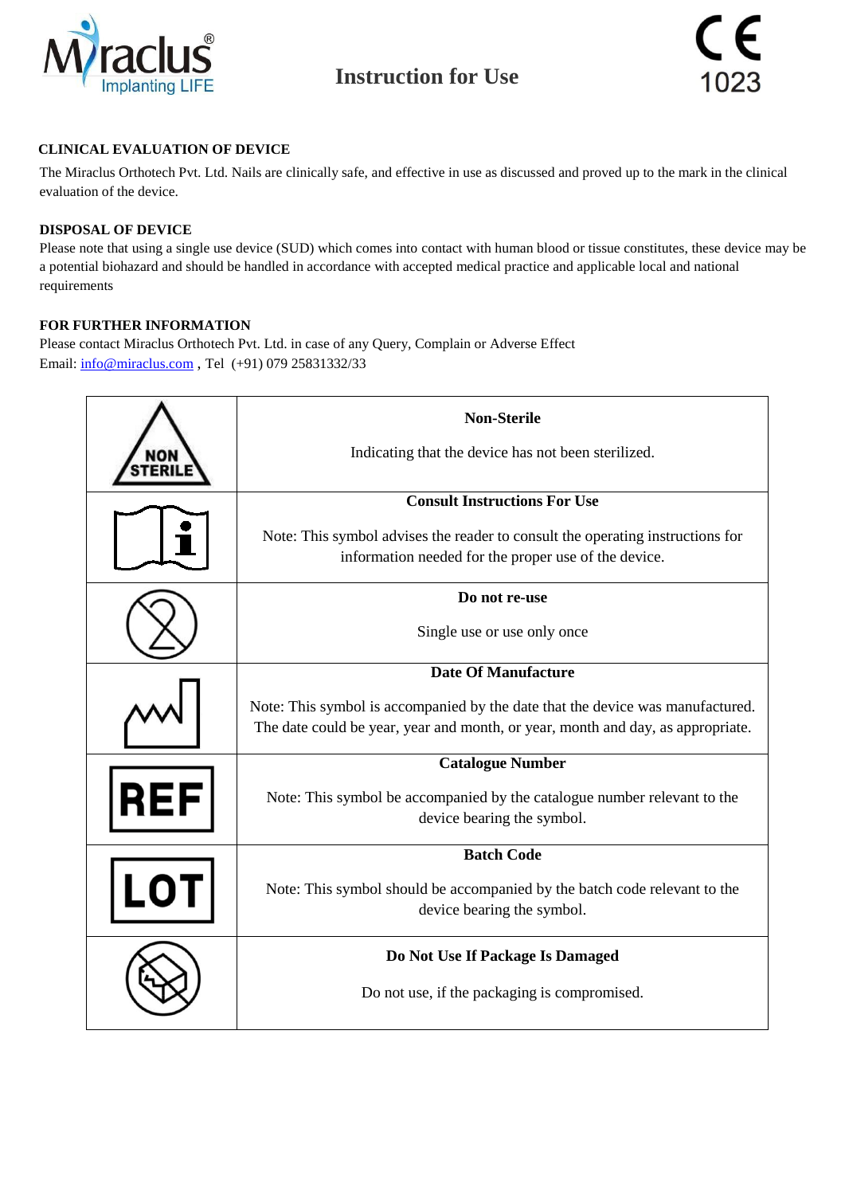Instruction for Use

## CLINICAL EVALUATION OF DEVICE

The Miraclus Orthotech Pvt. Ltd. Nails are clinically safe, and effective in use as discussed and proved up to the mark in the clinical evaluation of the device.

## DISPOSAL OF DEVICE

Please note that using a single use device (SUD) which comes into contact with human blood or tissue constitutes, these device may be a potential biohazard and should be handled in accordance with accepted medical practice and applicable local and national requirements

## FOR FURTHER INFORMATION

Please contact Miraclus Orthotech Pvt. Ltd. in case of any Query, Complain or Adverse Effect
Email: info@miraclus.com , Tel (+91) 079 25831332/33

| | |
|---|---|
| NON STERILE | **Non-Sterile**<br><br>Indicating that the device has not been sterilized. |
| | **Consult Instructions For Use**<br><br>Note: This symbol advises the reader to consult the operating instructions for information needed for the proper use of the device. |
| | **Do not re-use**<br><br>Single use or use only once |
| | **Date Of Manufacture**<br><br>Note: This symbol is accompanied by the date that the device was manufactured. The date could be year, year and month, or year, month and day, as appropriate. |
| REF | **Catalogue Number**<br><br>Note: This symbol be accompanied by the catalogue number relevant to the device bearing the symbol. |
| LOT | **Batch Code**<br><br>Note: This symbol should be accompanied by the batch code relevant to the device bearing the symbol. |
| | **Do Not Use If Package Is Damaged**<br><br>Do not use, if the packaging is compromised. |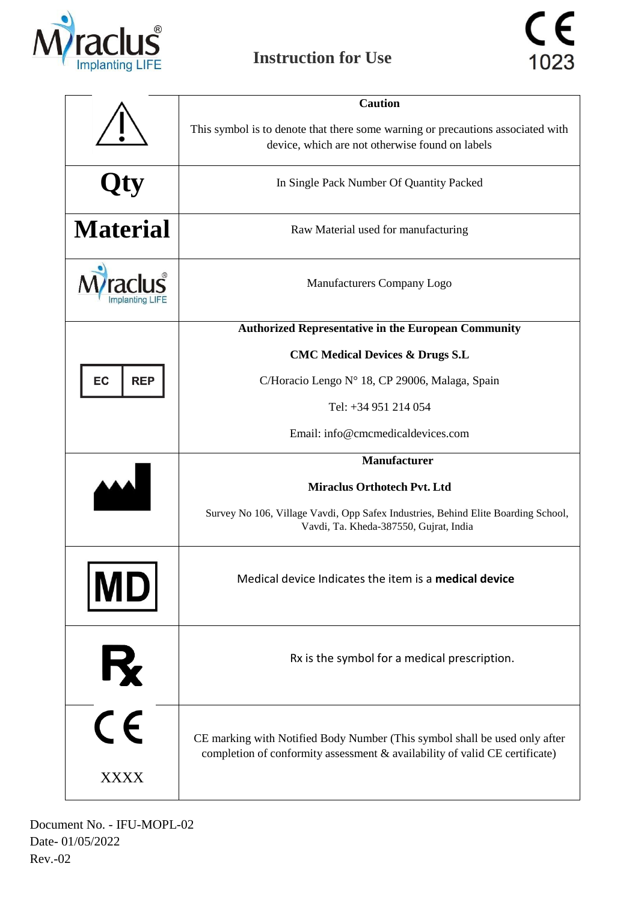| | |
|---|---|
| ⚠ | **Caution**<br><br>This symbol is to denote that there some warning or precautions associated with device, which are not otherwise found on labels |
| **Qty** | In Single Pack Number Of Quantity Packed |
| **Material** | Raw Material used for manufacturing |
| Miraclus® Implanting LIFE | Manufacturers Company Logo |
| EC REP | **Authorized Representative in the European Community**<br><br>**CMC Medical Devices & Drugs S.L**<br><br>C/Horacio Lengo N° 18, CP 29006, Malaga, Spain<br><br>Tel: +34 951 214 054<br><br>Email: info@cmcmedicaldevices.com |
| | **Manufacturer**<br><br>**Miraclus Orthotech Pvt. Ltd**<br><br>Survey No 106, Village Vavdi, Opp Safex Industries, Behind Elite Boarding School, Vavdi, Ta. Kheda-387550, Gujrat, India |
| MD | Medical device Indicates the item is a **medical device** |
| Rx | Rx is the symbol for a medical prescription. |
| CE XXXX | CE marking with Notified Body Number (This symbol shall be used only after completion of conformity assessment & availability of valid CE certificate) |

Document No. - IFU-MOPL-02
Date- 01/05/2022
Rev.-02